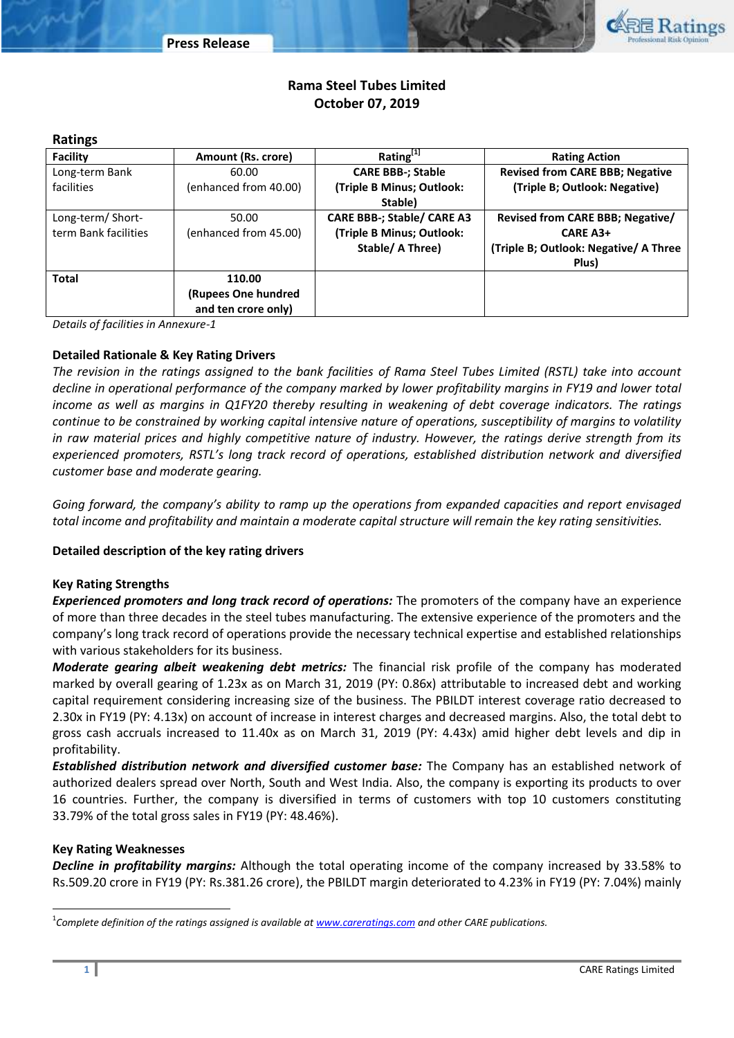Press Release

# Rama Steel Tubes Limited
## October 07, 2019

### Ratings

| Facility | Amount (Rs. crore) | Rating[1] | Rating Action |
|---|---|---|---|
| Long-term Bank facilities | 60.00 (enhanced from 40.00) | **CARE BBB-; Stable (Triple B Minus; Outlook: Stable)** | **Revised from CARE BBB; Negative (Triple B; Outlook: Negative)** |
| Long-term/ Short-term Bank facilities | 50.00 (enhanced from 45.00) | **CARE BBB-; Stable/ CARE A3 (Triple B Minus; Outlook: Stable/ A Three)** | **Revised from CARE BBB; Negative/ CARE A3+ (Triple B; Outlook: Negative/ A Three Plus)** |
| **Total** | **110.00 (Rupees One hundred and ten crore only)** | | |

*Details of facilities in Annexure-1*

### Detailed Rationale & Key Rating Drivers

*The revision in the ratings assigned to the bank facilities of Rama Steel Tubes Limited (RSTL) take into account decline in operational performance of the company marked by lower profitability margins in FY19 and lower total income as well as margins in Q1FY20 thereby resulting in weakening of debt coverage indicators. The ratings continue to be constrained by working capital intensive nature of operations, susceptibility of margins to volatility in raw material prices and highly competitive nature of industry. However, the ratings derive strength from its experienced promoters, RSTL's long track record of operations, established distribution network and diversified customer base and moderate gearing.*

*Going forward, the company's ability to ramp up the operations from expanded capacities and report envisaged total income and profitability and maintain a moderate capital structure will remain the key rating sensitivities.*

### Detailed description of the key rating drivers

#### Key Rating Strengths

***Experienced promoters and long track record of operations:*** The promoters of the company have an experience of more than three decades in the steel tubes manufacturing. The extensive experience of the promoters and the company's long track record of operations provide the necessary technical expertise and established relationships with various stakeholders for its business.

***Moderate gearing albeit weakening debt metrics:*** The financial risk profile of the company has moderated marked by overall gearing of 1.23x as on March 31, 2019 (PY: 0.86x) attributable to increased debt and working capital requirement considering increasing size of the business. The PBILDT interest coverage ratio decreased to 2.30x in FY19 (PY: 4.13x) on account of increase in interest charges and decreased margins. Also, the total debt to gross cash accruals increased to 11.40x as on March 31, 2019 (PY: 4.43x) amid higher debt levels and dip in profitability.

***Established distribution network and diversified customer base:*** The Company has an established network of authorized dealers spread over North, South and West India. Also, the company is exporting its products to over 16 countries. Further, the company is diversified in terms of customers with top 10 customers constituting 33.79% of the total gross sales in FY19 (PY: 48.46%).

#### Key Rating Weaknesses

***Decline in profitability margins:*** Although the total operating income of the company increased by 33.58% to Rs.509.20 crore in FY19 (PY: Rs.381.26 crore), the PBILDT margin deteriorated to 4.23% in FY19 (PY: 7.04%) mainly

[1]*Complete definition of the ratings assigned is available at www.careratings.com and other CARE publications.*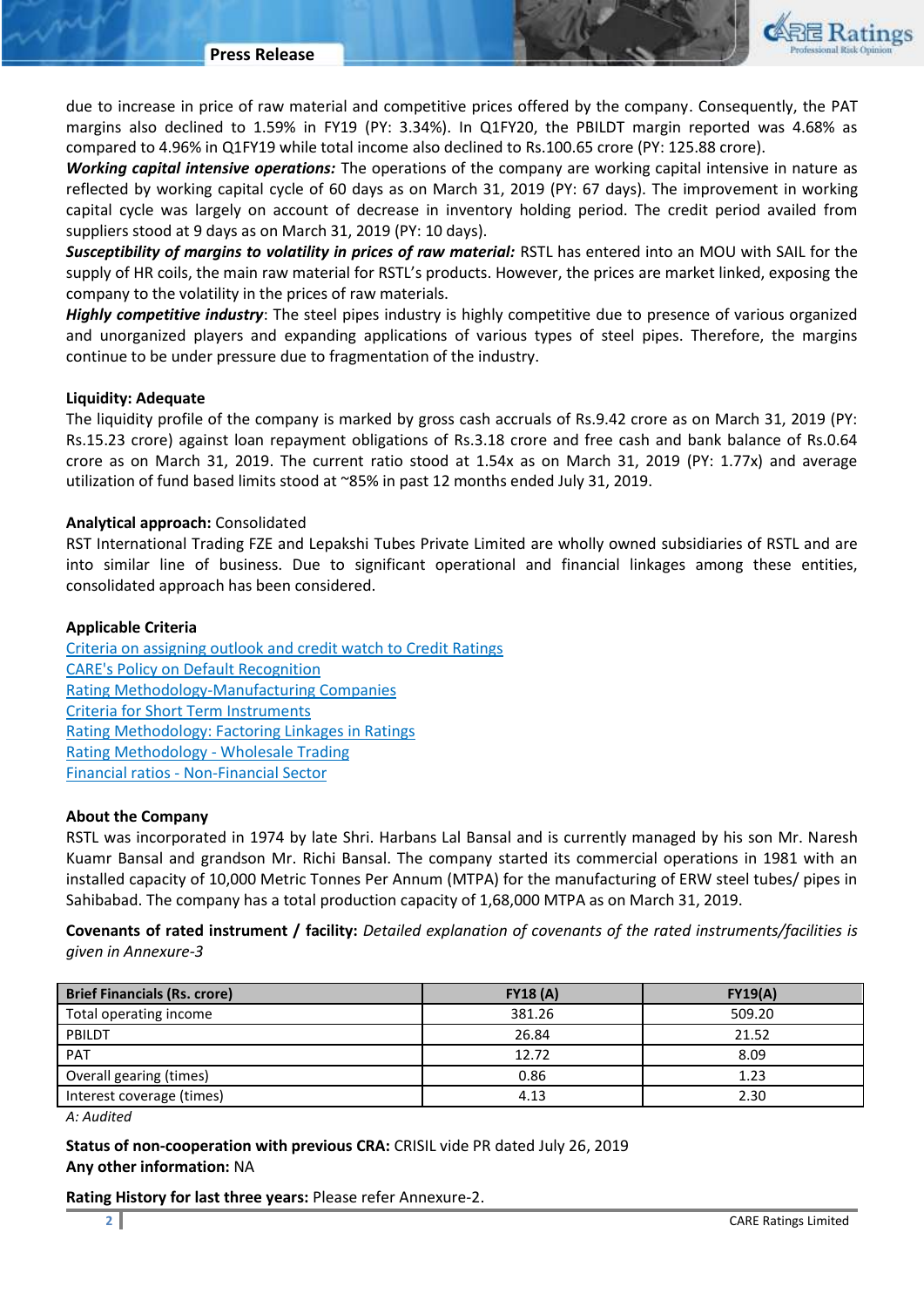due to increase in price of raw material and competitive prices offered by the company. Consequently, the PAT margins also declined to 1.59% in FY19 (PY: 3.34%). In Q1FY20, the PBILDT margin reported was 4.68% as compared to 4.96% in Q1FY19 while total income also declined to Rs.100.65 crore (PY: 125.88 crore).

***Working capital intensive operations:*** The operations of the company are working capital intensive in nature as reflected by working capital cycle of 60 days as on March 31, 2019 (PY: 67 days). The improvement in working capital cycle was largely on account of decrease in inventory holding period. The credit period availed from suppliers stood at 9 days as on March 31, 2019 (PY: 10 days).

***Susceptibility of margins to volatility in prices of raw material:*** RSTL has entered into an MOU with SAIL for the supply of HR coils, the main raw material for RSTL's products. However, the prices are market linked, exposing the company to the volatility in the prices of raw materials.

***Highly competitive industry***: The steel pipes industry is highly competitive due to presence of various organized and unorganized players and expanding applications of various types of steel pipes. Therefore, the margins continue to be under pressure due to fragmentation of the industry.

**Liquidity: Adequate**

The liquidity profile of the company is marked by gross cash accruals of Rs.9.42 crore as on March 31, 2019 (PY: Rs.15.23 crore) against loan repayment obligations of Rs.3.18 crore and free cash and bank balance of Rs.0.64 crore as on March 31, 2019. The current ratio stood at 1.54x as on March 31, 2019 (PY: 1.77x) and average utilization of fund based limits stood at ~85% in past 12 months ended July 31, 2019.

**Analytical approach:** Consolidated

RST International Trading FZE and Lepakshi Tubes Private Limited are wholly owned subsidiaries of RSTL and are into similar line of business. Due to significant operational and financial linkages among these entities, consolidated approach has been considered.

**Applicable Criteria**

Criteria on assigning outlook and credit watch to Credit Ratings
CARE's Policy on Default Recognition
Rating Methodology-Manufacturing Companies
Criteria for Short Term Instruments
Rating Methodology: Factoring Linkages in Ratings
Rating Methodology - Wholesale Trading
Financial ratios - Non-Financial Sector

**About the Company**

RSTL was incorporated in 1974 by late Shri. Harbans Lal Bansal and is currently managed by his son Mr. Naresh Kuamr Bansal and grandson Mr. Richi Bansal. The company started its commercial operations in 1981 with an installed capacity of 10,000 Metric Tonnes Per Annum (MTPA) for the manufacturing of ERW steel tubes/ pipes in Sahibabad. The company has a total production capacity of 1,68,000 MTPA as on March 31, 2019.

**Covenants of rated instrument / facility:** *Detailed explanation of covenants of the rated instruments/facilities is given in Annexure-3*

| Brief Financials (Rs. crore) | FY18 (A) | FY19(A) |
|---|---|---|
| Total operating income | 381.26 | 509.20 |
| PBILDT | 26.84 | 21.52 |
| PAT | 12.72 | 8.09 |
| Overall gearing (times) | 0.86 | 1.23 |
| Interest coverage (times) | 4.13 | 2.30 |

*A: Audited*

**Status of non-cooperation with previous CRA:** CRISIL vide PR dated July 26, 2019
**Any other information:** NA

**Rating History for last three years:** Please refer Annexure-2.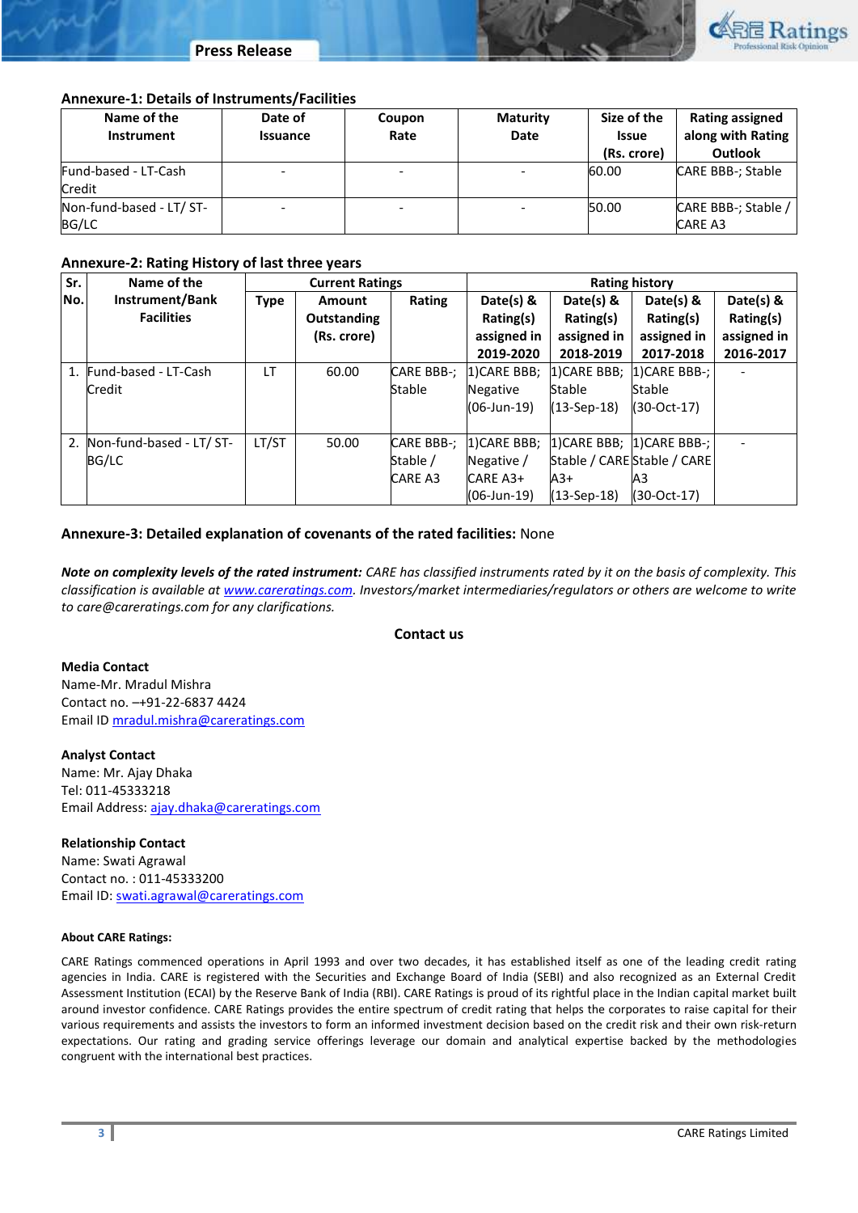### Annexure-1: Details of Instruments/Facilities

| Name of the Instrument | Date of Issuance | Coupon Rate | Maturity Date | Size of the Issue (Rs. crore) | Rating assigned along with Rating Outlook |
|---|---|---|---|---|---|
| Fund-based - LT-Cash Credit | - | - | - | 60.00 | CARE BBB-; Stable |
| Non-fund-based - LT/ ST-BG/LC | - | - | - | 50.00 | CARE BBB-; Stable / CARE A3 |

### Annexure-2: Rating History of last three years

| Sr. No. | Name of the Instrument/Bank Facilities | Current Ratings | | | Rating history | | | |
|---|---|---|---|---|---|---|---|---|
| | | Type | Amount Outstanding (Rs. crore) | Rating | Date(s) & Rating(s) assigned in 2019-2020 | Date(s) & Rating(s) assigned in 2018-2019 | Date(s) & Rating(s) assigned in 2017-2018 | Date(s) & Rating(s) assigned in 2016-2017 |
| 1. | Fund-based - LT-Cash Credit | LT | 60.00 | CARE BBB-; Stable | 1)CARE BBB; Negative (06-Jun-19) | 1)CARE BBB; Stable (13-Sep-18) | 1)CARE BBB-; Stable (30-Oct-17) | - |
| 2. | Non-fund-based - LT/ ST-BG/LC | LT/ST | 50.00 | CARE BBB-; Stable / CARE A3 | 1)CARE BBB; Negative / CARE A3+ (06-Jun-19) | 1)CARE BBB; Stable / CARE A3+ (13-Sep-18) | 1)CARE BBB-; Stable / CARE A3 (30-Oct-17) | - |

### Annexure-3: Detailed explanation of covenants of the rated facilities: None

***Note on complexity levels of the rated instrument:*** *CARE has classified instruments rated by it on the basis of complexity. This classification is available at www.careratings.com. Investors/market intermediaries/regulators or others are welcome to write to care@careratings.com for any clarifications.*

**Contact us**

**Media Contact**
Name-Mr. Mradul Mishra
Contact no. –+91-22-6837 4424
Email ID mradul.mishra@careratings.com

**Analyst Contact**
Name: Mr. Ajay Dhaka
Tel: 011-45333218
Email Address: ajay.dhaka@careratings.com

**Relationship Contact**
Name: Swati Agrawal
Contact no. : 011-45333200
Email ID: swati.agrawal@careratings.com

**About CARE Ratings:**

CARE Ratings commenced operations in April 1993 and over two decades, it has established itself as one of the leading credit rating agencies in India. CARE is registered with the Securities and Exchange Board of India (SEBI) and also recognized as an External Credit Assessment Institution (ECAI) by the Reserve Bank of India (RBI). CARE Ratings is proud of its rightful place in the Indian capital market built around investor confidence. CARE Ratings provides the entire spectrum of credit rating that helps the corporates to raise capital for their various requirements and assists the investors to form an informed investment decision based on the credit risk and their own risk-return expectations. Our rating and grading service offerings leverage our domain and analytical expertise backed by the methodologies congruent with the international best practices.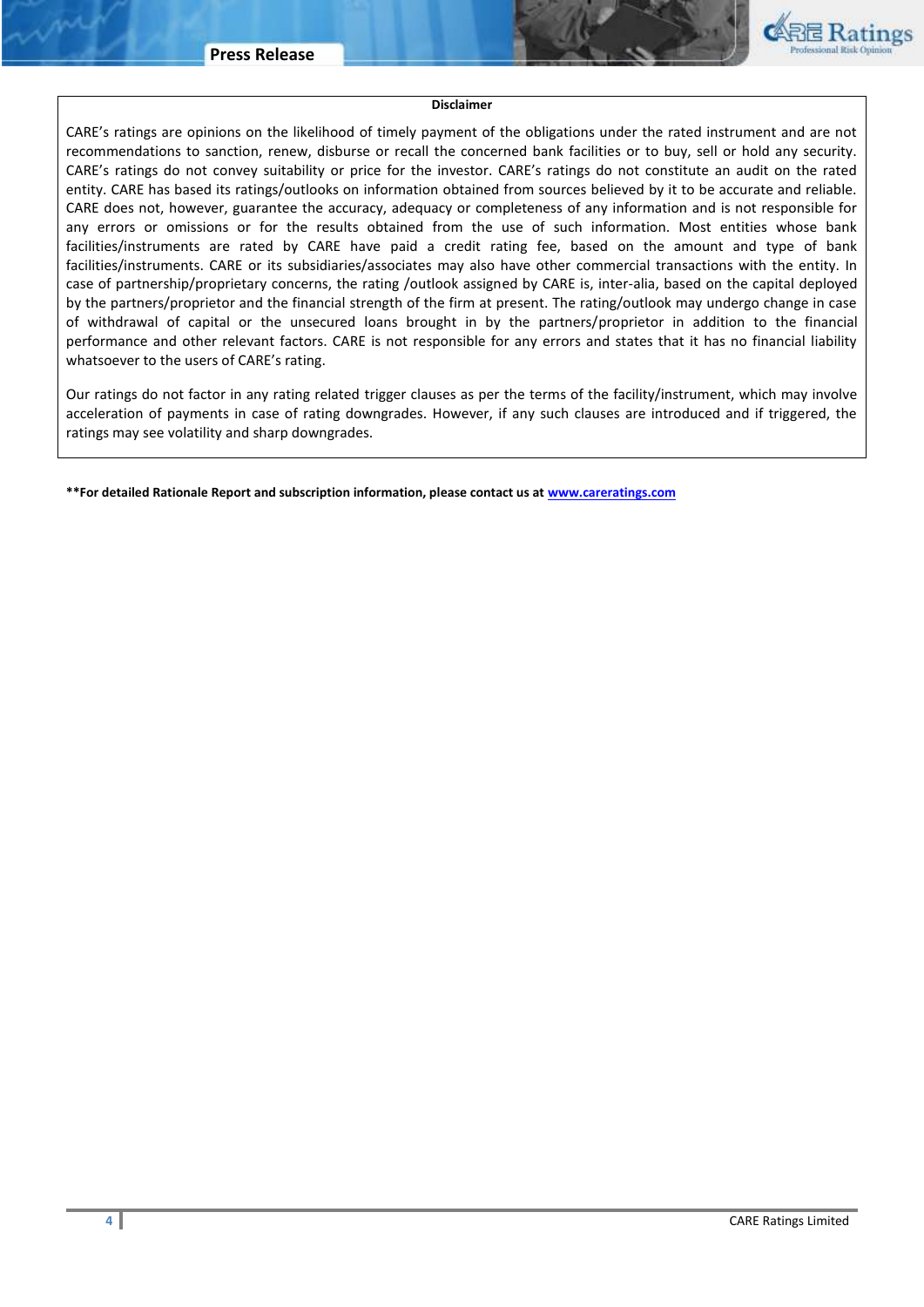**Disclaimer**

CARE's ratings are opinions on the likelihood of timely payment of the obligations under the rated instrument and are not recommendations to sanction, renew, disburse or recall the concerned bank facilities or to buy, sell or hold any security. CARE's ratings do not convey suitability or price for the investor. CARE's ratings do not constitute an audit on the rated entity. CARE has based its ratings/outlooks on information obtained from sources believed by it to be accurate and reliable. CARE does not, however, guarantee the accuracy, adequacy or completeness of any information and is not responsible for any errors or omissions or for the results obtained from the use of such information. Most entities whose bank facilities/instruments are rated by CARE have paid a credit rating fee, based on the amount and type of bank facilities/instruments. CARE or its subsidiaries/associates may also have other commercial transactions with the entity. In case of partnership/proprietary concerns, the rating /outlook assigned by CARE is, inter-alia, based on the capital deployed by the partners/proprietor and the financial strength of the firm at present. The rating/outlook may undergo change in case of withdrawal of capital or the unsecured loans brought in by the partners/proprietor in addition to the financial performance and other relevant factors. CARE is not responsible for any errors and states that it has no financial liability whatsoever to the users of CARE's rating.

Our ratings do not factor in any rating related trigger clauses as per the terms of the facility/instrument, which may involve acceleration of payments in case of rating downgrades. However, if any such clauses are introduced and if triggered, the ratings may see volatility and sharp downgrades.

**\*\*For detailed Rationale Report and subscription information, please contact us at [www.careratings.com](http://www.careratings.com)**